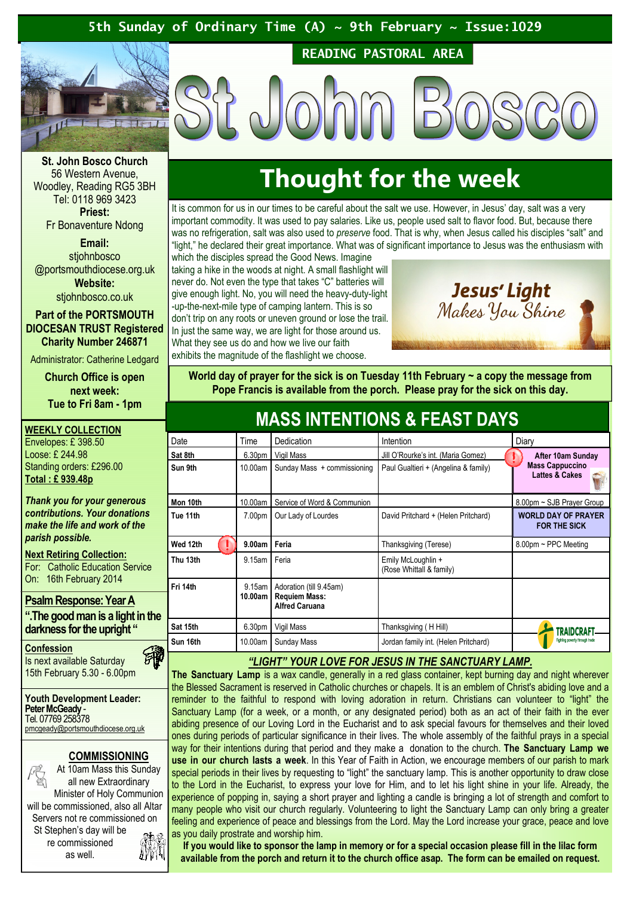5th Sunday of Ordinary Time (A) ~ 9th February ~ Issue:1029

READING PASTORAL AREA

# St John Bosco

**St. John Bosco Church**
56 Western Avenue,
Woodley, Reading RG5 3BH
Tel: 0118 969 3423
**Priest:**
Fr Bonaventure Ndong

**Email:**
stjohnbosco
@portsmouthdiocese.org.uk
**Website:**
stjohnbosco.co.uk

**Part of the PORTSMOUTH DIOCESAN TRUST Registered Charity Number 246871**

Administrator: Catherine Ledgard

**Church Office is open next week:**
**Tue to Fri 8am - 1pm**

**WEEKLY COLLECTION**
Envelopes: £ 398.50
Loose: £ 244.98
Standing orders: £296.00
**Total : £ 939.48p**

***Thank you for your generous contributions. Your donations make the life and work of the parish possible.***

**Next Retiring Collection:**
For: Catholic Education Service
On: 16th February 2014

**Psalm Response: Year A**
**".The good man is a light in the darkness for the upright "**

**Confession**
Is next available Saturday 15th February 5.30 - 6.00pm

**Youth Development Leader:**
**Peter McGeady** -
Tel. 07769 258378
pmcgeady@portsmouthdiocese.org.uk

**COMMISSIONING**
At 10am Mass this Sunday all new Extraordinary Minister of Holy Communion will be commissioned, also all Altar Servers not re commissioned on St Stephen's day will be re commissioned as well.

## Thought for the week

It is common for us in our times to be careful about the salt we use. However, in Jesus' day, salt was a very important commodity. It was used to pay salaries. Like us, people used salt to flavor food. But, because there was no refrigeration, salt was also used to *preserve* food. That is why, when Jesus called his disciples "salt" and "light," he declared their great importance. What was of significant importance to Jesus was the enthusiasm with which the disciples spread the Good News. Imagine taking a hike in the woods at night. A small flashlight will never do. Not even the type that takes "C" batteries will give enough light. No, you will need the heavy-duty-light-up-the-next-mile type of camping lantern. This is so don't trip on any roots or uneven ground or lose the trail. In just the same way, we are light for those around us. What they see us do and how we live our faith exhibits the magnitude of the flashlight we choose.

Jesus' Light Makes You Shine

**World day of prayer for the sick is on Tuesday 11th February ~ a copy the message from Pope Francis is available from the porch. Please pray for the sick on this day.**

## MASS INTENTIONS & FEAST DAYS

| Date | Time | Dedication | Intention | Diary |
|---|---|---|---|---|
| **Sat 8th** | 6.30pm | Vigil Mass | Jill O'Rourke's int. (Maria Gomez) | **After 10am Sunday Mass Cappuccino Lattes & Cakes** |
| **Sun 9th** | 10.00am | Sunday Mass + commissioning | Paul Gualtieri + (Angelina & family) | |
| **Mon 10th** | 10.00am | Service of Word & Communion | | 8.00pm ~ SJB Prayer Group |
| **Tue 11th** | 7.00pm | Our Lady of Lourdes | David Pritchard + (Helen Pritchard) | **WORLD DAY OF PRAYER FOR THE SICK** |
| **Wed 12th** | **9.00am** | **Feria** | Thanksgiving (Terese) | 8.00pm ~ PPC Meeting |
| **Thu 13th** | 9.15am | Feria | Emily McLoughlin + (Rose Whittall & family) | |
| **Fri 14th** | 9.15am **10.00am** | Adoration (till 9.45am) **Requiem Mass: Alfred Caruana** | | |
| **Sat 15th** | 6.30pm | Vigil Mass | Thanksgiving ( H Hill) | TRAIDCRAFT |
| **Sun 16th** | 10.00am | Sunday Mass | Jordan family int. (Helen Pritchard) | |

### *"LIGHT" YOUR LOVE FOR JESUS IN THE SANCTUARY LAMP.*

**The Sanctuary Lamp** is a wax candle, generally in a red glass container, kept burning day and night wherever the Blessed Sacrament is reserved in Catholic churches or chapels. It is an emblem of Christ's abiding love and a reminder to the faithful to respond with loving adoration in return. Christians can volunteer to "light" the Sanctuary Lamp (for a week, or a month, or any designated period) both as an act of their faith in the ever abiding presence of our Loving Lord in the Eucharist and to ask special favours for themselves and their loved ones during periods of particular significance in their lives. The whole assembly of the faithful prays in a special way for their intentions during that period and they make a donation to the church. **The Sanctuary Lamp we use in our church lasts a week**. In this Year of Faith in Action, we encourage members of our parish to mark special periods in their lives by requesting to "light" the sanctuary lamp. This is another opportunity to draw close to the Lord in the Eucharist, to express your love for Him, and to let his light shine in your life. Already, the experience of popping in, saying a short prayer and lighting a candle is bringing a lot of strength and comfort to many people who visit our church regularly. Volunteering to light the Sanctuary Lamp can only bring a greater feeling and experience of peace and blessings from the Lord. May the Lord increase your grace, peace and love as you daily prostrate and worship him.

**If you would like to sponsor the lamp in memory or for a special occasion please fill in the lilac form available from the porch and return it to the church office asap. The form can be emailed on request.**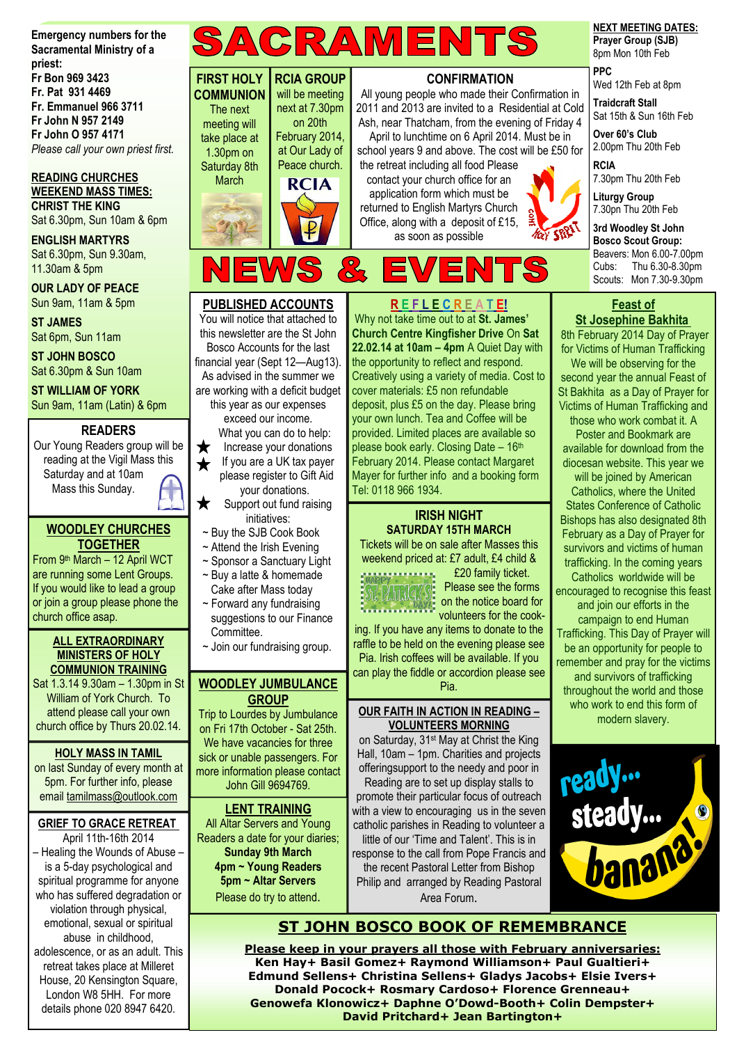**Emergency numbers for the Sacramental Ministry of a priest:**
**Fr Bon 969 3423**
**Fr. Pat 931 4469**
**Fr. Emmanuel 966 3711**
**Fr John N 957 2149**
**Fr John O 957 4171**
*Please call your own priest first.*

**READING CHURCHES WEEKEND MASS TIMES:**

**CHRIST THE KING**
Sat 6.30pm, Sun 10am & 6pm

**ENGLISH MARTYRS**
Sat 6.30pm, Sun 9.30am, 11.30am & 5pm

**OUR LADY OF PEACE**
Sun 9am, 11am & 5pm

**ST JAMES**
Sat 6pm, Sun 11am

**ST JOHN BOSCO**
Sat 6.30pm & Sun 10am

**ST WILLIAM OF YORK**
Sun 9am, 11am (Latin) & 6pm

### READERS

Our Young Readers group will be reading at the Vigil Mass this Saturday at 10am Mass this Sunday.

### WOODLEY CHURCHES TOGETHER

From 9th March – 12 April WCT are running some Lent Groups. If you would like to lead a group or join a group please phone the church office asap.

### ALL EXTRAORDINARY MINISTERS OF HOLY COMMUNION TRAINING

Sat 1.3.14 9.30am – 1.30pm in St William of York Church. To attend please call your own church office by Thurs 20.02.14.

### HOLY MASS IN TAMIL

on last Sunday of every month at 5pm. For further info, please email tamilmass@outlook.com

### GRIEF TO GRACE RETREAT

April 11th-16th 2014 – Healing the Wounds of Abuse – is a 5-day psychological and spiritual programme for anyone who has suffered degradation or violation through physical, emotional, sexual or spiritual abuse in childhood, adolescence, or as an adult. This retreat takes place at Milleret House, 20 Kensington Square, London W8 5HH. For more details phone 020 8947 6420.

# SACRAMENTS

### FIRST HOLY COMMUNION

The next meeting will take place at 1.30pm on Saturday 8th March

### RCIA GROUP

will be meeting next at 7.30pm on 20th February 2014, at Our Lady of Peace church.

### CONFIRMATION

All young people who made their Confirmation in 2011 and 2013 are invited to a Residential at Cold Ash, near Thatcham, from the evening of Friday 4 April to lunchtime on 6 April 2014. Must be in school years 9 and above. The cost will be £50 for the retreat including all food Please contact your church office for an application form which must be returned to English Martyrs Church Office, along with a deposit of £15, as soon as possible

**NEXT MEETING DATES:**

**Prayer Group (SJB)**
8pm Mon 10th Feb

**PPC**
Wed 12th Feb at 8pm

**Traidcraft Stall**
Sat 15th & Sun 16th Feb

**Over 60's Club**
2.00pm Thu 20th Feb

**RCIA**
7.30pm Thu 20th Feb

**Liturgy Group**
7.30pn Thu 20th Feb

**3rd Woodley St John Bosco Scout Group:**
Beavers: Mon 6.00-7.00pm
Cubs: Thu 6.30-8.30pm
Scouts: Mon 7.30-9.30pm

# NEWS & EVENTS

### PUBLISHED ACCOUNTS

You will notice that attached to this newsletter are the St John Bosco Accounts for the last financial year (Sept 12—Aug13). As advised in the summer we are working with a deficit budget this year as our expenses exceed our income.

What you can do to help:

- ★ Increase your donations
- ★ If you are a UK tax payer please register to Gift Aid your donations.
- ★ Support out fund raising initiatives:

~ Buy the SJB Cook Book
~ Attend the Irish Evening
~ Sponsor a Sanctuary Light
~ Buy a latte & homemade Cake after Mass today
~ Forward any fundraising suggestions to our Finance Committee.
~ Join our fundraising group.

### WOODLEY JUMBULANCE GROUP

Trip to Lourdes by Jumbulance on Fri 17th October - Sat 25th. We have vacancies for three sick or unable passengers. For more information please contact John Gill 9694769.

### LENT TRAINING

All Altar Servers and Young Readers a date for your diaries;
**Sunday 9th March**
**4pm ~ Young Readers**
**5pm ~ Altar Servers**
Please do try to attend.

### REFLECREATE!

Why not take time out to at **St. James' Church Centre Kingfisher Drive On Sat 22.02.14 at 10am – 4pm** A Quiet Day with the opportunity to reflect and respond. Creatively using a variety of media. Cost to cover materials: £5 non refundable deposit, plus £5 on the day. Please bring your own lunch. Tea and Coffee will be provided. Limited places are available so please book early. Closing Date – 16th February 2014. Please contact Margaret Mayer for further info and a booking form Tel: 0118 966 1934.

### IRISH NIGHT
### SATURDAY 15TH MARCH

Tickets will be on sale after Masses this weekend priced at: £7 adult, £4 child & £20 family ticket. Please see the forms on the notice board for volunteers for the cooking. If you have any items to donate to the raffle to be held on the evening please see Pia. Irish coffees will be available. If you can play the fiddle or accordion please see Pia.

### OUR FAITH IN ACTION IN READING – VOLUNTEERS MORNING

on Saturday, 31st May at Christ the King Hall, 10am – 1pm. Charities and projects offeringsupport to the needy and poor in Reading are to set up display stalls to promote their particular focus of outreach with a view to encouraging us in the seven catholic parishes in Reading to volunteer a little of our 'Time and Talent'. This is in response to the call from Pope Francis and the recent Pastoral Letter from Bishop Philip and arranged by Reading Pastoral Area Forum.

### Feast of St Josephine Bakhita

8th February 2014 Day of Prayer for Victims of Human Trafficking
We will be observing for the second year the annual Feast of St Bakhita as a Day of Prayer for Victims of Human Trafficking and those who work combat it. A Poster and Bookmark are available for download from the diocesan website. This year we will be joined by American Catholics, where the United States Conference of Catholic Bishops has also designated 8th February as a Day of Prayer for survivors and victims of human trafficking. In the coming years Catholics worldwide will be encouraged to recognise this feast and join our efforts in the campaign to end Human Trafficking. This Day of Prayer will be an opportunity for people to remember and pray for the victims and survivors of trafficking throughout the world and those who work to end this form of modern slavery.

ready... steady... banana!

## ST JOHN BOSCO BOOK OF REMEMBRANCE

**Please keep in your prayers all those with February anniversaries:**
**Ken Hay+ Basil Gomez+ Raymond Williamson+ Paul Gualtieri+ Edmund Sellens+ Christina Sellens+ Gladys Jacobs+ Elsie Ivers+ Donald Pocock+ Rosmary Cardoso+ Florence Grenneau+ Genowefa Klonowicz+ Daphne O'Dowd-Booth+ Colin Dempster+ David Pritchard+ Jean Bartington+**